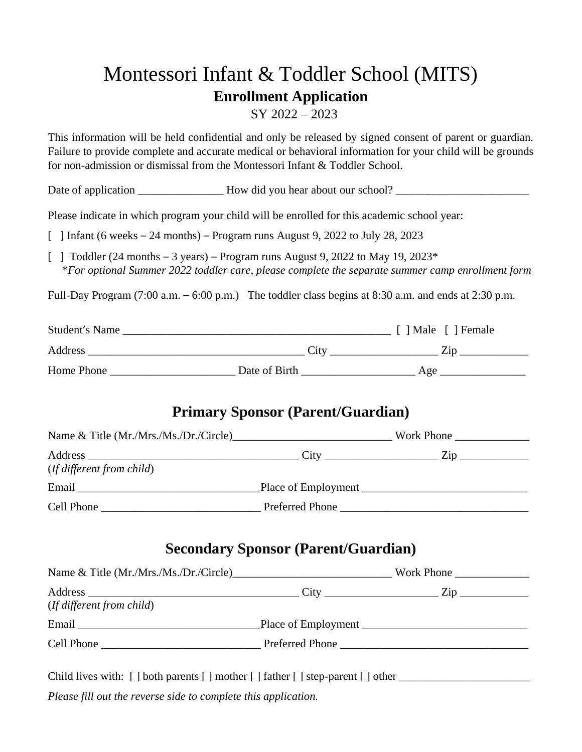# Montessori Infant & Toddler School (MITS)

## Enrollment Application

SY 2022 – 2023

This information will be held confidential and only be released by signed consent of parent or guardian. Failure to provide complete and accurate medical or behavioral information for your child will be grounds for non-admission or dismissal from the Montessori Infant & Toddler School.

Date of application _______________ How did you hear about our school? ________________________

Please indicate in which program your child will be enrolled for this academic school year:

[ ] Infant (6 weeks – 24 months) – Program runs August 9, 2022 to July 28, 2023

[ ] Toddler (24 months – 3 years) – Program runs August 9, 2022 to May 19, 2023*
*\*For optional Summer 2022 toddler care, please complete the separate summer camp enrollment form*

Full-Day Program (7:00 a.m. – 6:00 p.m.) The toddler class begins at 8:30 a.m. and ends at 2:30 p.m.

Student's Name ________________________________________________ [ ] Male [ ] Female

Address ______________________________________ City __________________ Zip ____________

Home Phone ______________________ Date of Birth ___________________ Age _______________

## Primary Sponsor (Parent/Guardian)

Name & Title (Mr./Mrs./Ms./Dr./Circle)____________________________ Work Phone _____________

Address ____________________________________ City ___________________ Zip ____________
(*If different from child*)

Email ________________________________Place of Employment _____________________________

Cell Phone ____________________________ Preferred Phone _________________________________

## Secondary Sponsor (Parent/Guardian)

Name & Title (Mr./Mrs./Ms./Dr./Circle)____________________________ Work Phone _____________

Address ____________________________________ City ___________________ Zip ____________
(*If different from child*)

Email ________________________________Place of Employment _____________________________

Cell Phone ____________________________ Preferred Phone _________________________________

Child lives with: [ ] both parents [ ] mother [ ] father [ ] step-parent [ ] other _______________________

*Please fill out the reverse side to complete this application.*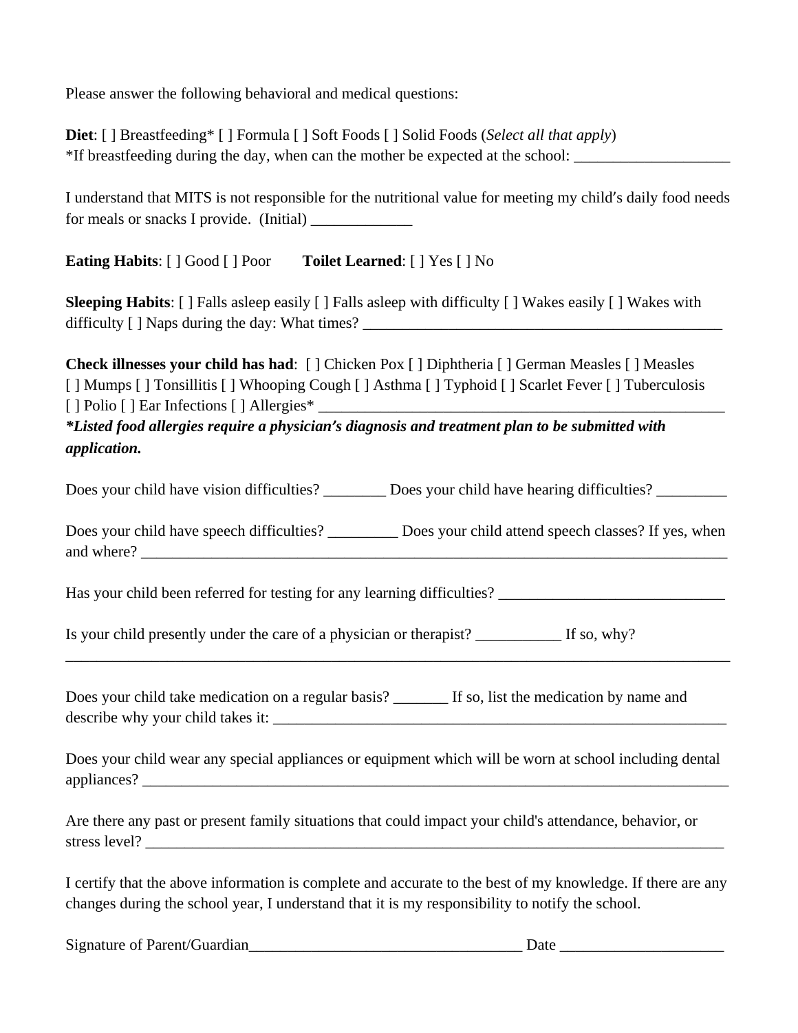Please answer the following behavioral and medical questions:

**Diet**: [ ] Breastfeeding* [ ] Formula [ ] Soft Foods [ ] Solid Foods (*Select all that apply*)
*If breastfeeding during the day, when can the mother be expected at the school: ____________________

I understand that MITS is not responsible for the nutritional value for meeting my child's daily food needs for meals or snacks I provide. (Initial) _____________

**Eating Habits**: [ ] Good [ ] Poor **Toilet Learned**: [ ] Yes [ ] No

**Sleeping Habits**: [ ] Falls asleep easily [ ] Falls asleep with difficulty [ ] Wakes easily [ ] Wakes with difficulty [ ] Naps during the day: What times? ________________________________________________

**Check illnesses your child has had**: [ ] Chicken Pox [ ] Diphtheria [ ] German Measles [ ] Measles [ ] Mumps [ ] Tonsillitis [ ] Whooping Cough [ ] Asthma [ ] Typhoid [ ] Scarlet Fever [ ] Tuberculosis [ ] Polio [ ] Ear Infections [ ] Allergies* ______________________________________________________
***Listed food allergies require a physician's diagnosis and treatment plan to be submitted with application.***

Does your child have vision difficulties? ________ Does your child have hearing difficulties? _________

Does your child have speech difficulties? _________ Does your child attend speech classes? If yes, when and where? ________________________________________________________________________________

Has your child been referred for testing for any learning difficulties? ______________________________

Is your child presently under the care of a physician or therapist? ___________ If so, why?
__________________________________________________________________________________________

Does your child take medication on a regular basis? _______ If so, list the medication by name and describe why your child takes it: _______________________________________________________________

Does your child wear any special appliances or equipment which will be worn at school including dental appliances? _________________________________________________________________________________

Are there any past or present family situations that could impact your child's attendance, behavior, or stress level? _______________________________________________________________________________

I certify that the above information is complete and accurate to the best of my knowledge. If there are any changes during the school year, I understand that it is my responsibility to notify the school.

Signature of Parent/Guardian____________________________________ Date _____________________